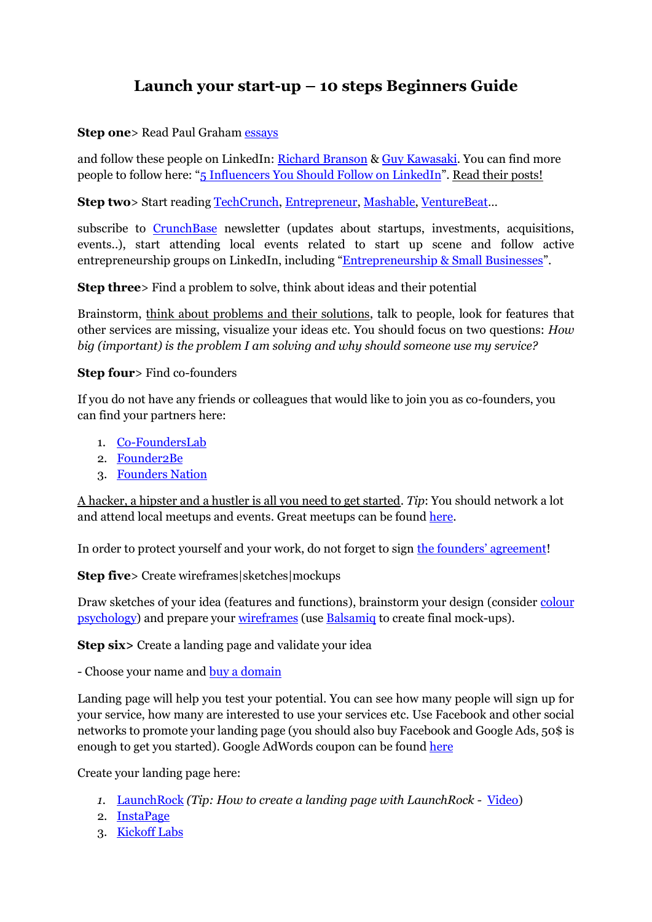# Launch your start-up – 10 steps Beginners Guide

**Step one**> Read Paul Graham essays

and follow these people on LinkedIn: Richard Branson & Guy Kawasaki. You can find more people to follow here: "5 Influencers You Should Follow on LinkedIn". Read their posts!

**Step two**> Start reading TechCrunch, Entrepreneur, Mashable, VentureBeat...

subscribe to CrunchBase newsletter (updates about startups, investments, acquisitions, events..), start attending local events related to start up scene and follow active entrepreneurship groups on LinkedIn, including "Entrepreneurship & Small Businesses".

**Step three**> Find a problem to solve, think about ideas and their potential

Brainstorm, think about problems and their solutions, talk to people, look for features that other services are missing, visualize your ideas etc. You should focus on two questions: *How big (important) is the problem I am solving and why should someone use my service?*

**Step four**> Find co-founders

If you do not have any friends or colleagues that would like to join you as co-founders, you can find your partners here:

1. Co-FoundersLab
2. Founder2Be
3. Founders Nation

A hacker, a hipster and a hustler is all you need to get started. *Tip*: You should network a lot and attend local meetups and events. Great meetups can be found here.

In order to protect yourself and your work, do not forget to sign the founders' agreement!

**Step five**> Create wireframes|sketches|mockups

Draw sketches of your idea (features and functions), brainstorm your design (consider colour psychology) and prepare your wireframes (use Balsamiq to create final mock-ups).

**Step six>** Create a landing page and validate your idea

- Choose your name and buy a domain

Landing page will help you test your potential. You can see how many people will sign up for your service, how many are interested to use your services etc. Use Facebook and other social networks to promote your landing page (you should also buy Facebook and Google Ads, 50$ is enough to get you started). Google AdWords coupon can be found here

Create your landing page here:

1. LaunchRock *(Tip: How to create a landing page with LaunchRock -* Video)
2. InstaPage
3. Kickoff Labs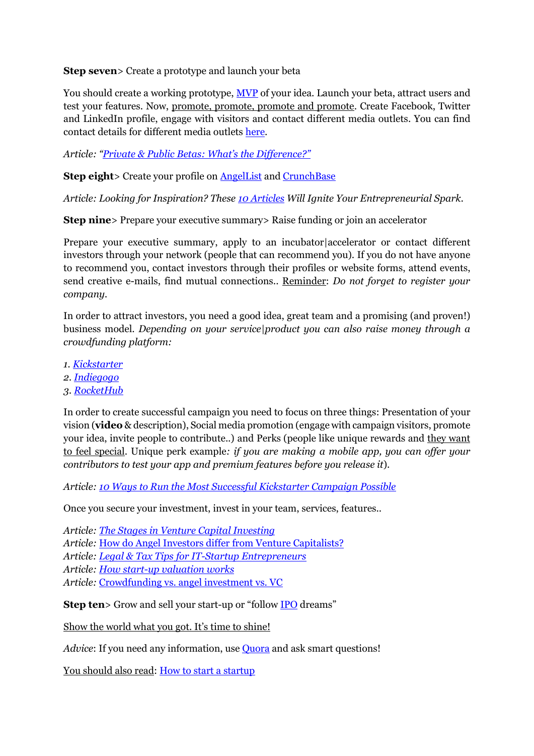**Step seven**> Create a prototype and launch your beta

You should create a working prototype, MVP of your idea. Launch your beta, attract users and test your features. Now, promote, promote, promote and promote. Create Facebook, Twitter and LinkedIn profile, engage with visitors and contact different media outlets. You can find contact details for different media outlets here.

*Article: "Private & Public Betas: What's the Difference?"*

**Step eight**> Create your profile on AngelList and CrunchBase

*Article: Looking for Inspiration? These 10 Articles Will Ignite Your Entrepreneurial Spark.*

**Step nine**> Prepare your executive summary> Raise funding or join an accelerator

Prepare your executive summary, apply to an incubator|accelerator or contact different investors through your network (people that can recommend you). If you do not have anyone to recommend you, contact investors through their profiles or website forms, attend events, send creative e-mails, find mutual connections.. Reminder: *Do not forget to register your company.*

In order to attract investors, you need a good idea, great team and a promising (and proven!) business model. *Depending on your service|product you can also raise money through a crowdfunding platform:*

*1. Kickstarter*
*2. Indiegogo*
*3. RocketHub*

In order to create successful campaign you need to focus on three things: Presentation of your vision (**video** & description), Social media promotion (engage with campaign visitors, promote your idea, invite people to contribute..) and Perks (people like unique rewards and they want to feel special. Unique perk example*: if you are making a mobile app, you can offer your contributors to test your app and premium features before you release it*).

*Article: 10 Ways to Run the Most Successful Kickstarter Campaign Possible*

Once you secure your investment, invest in your team, services, features..

*Article: The Stages in Venture Capital Investing*
*Article:* How do Angel Investors differ from Venture Capitalists?
*Article: Legal & Tax Tips for IT-Startup Entrepreneurs*
*Article: How start-up valuation works*
*Article:* Crowdfunding vs. angel investment vs. VC

**Step ten**> Grow and sell your start-up or "follow IPO dreams"

Show the world what you got. It's time to shine!

*Advice*: If you need any information, use Quora and ask smart questions!

You should also read: How to start a startup